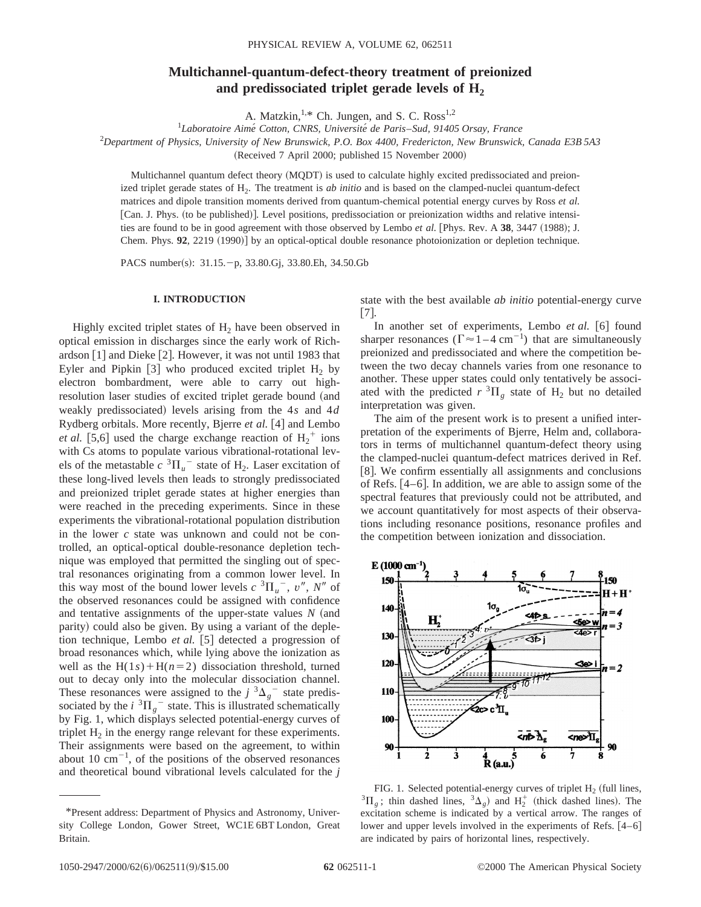# Multichannel-quantum-defect-theory treatment of preionized and predissociated triplet gerade levels of $H_2$

A. Matzkin,[1,*] Ch. Jungen, and S. C. Ross[1,2]

[1]*Laboratoire Aimé Cotton, CNRS, Université de Paris–Sud, 91405 Orsay, France*

[2]*Department of Physics, University of New Brunswick, P.O. Box 4400, Fredericton, New Brunswick, Canada E3B 5A3*

(Received 7 April 2000; published 15 November 2000)

Multichannel quantum defect theory (MQDT) is used to calculate highly excited predissociated and preionized triplet gerade states of $H_2$. The treatment is *ab initio* and is based on the clamped-nuclei quantum-defect matrices and dipole transition moments derived from quantum-chemical potential energy curves by Ross *et al.* [Can. J. Phys. (to be published)]. Level positions, predissociation or preionization widths and relative intensities are found to be in good agreement with those observed by Lembo *et al.* [Phys. Rev. A **38**, 3447 (1988); J. Chem. Phys. **92**, 2219 (1990)] by an optical-optical double resonance photoionization or depletion technique.

PACS number(s): 31.15.−p, 33.80.Gj, 33.80.Eh, 34.50.Gb

## I. INTRODUCTION

Highly excited triplet states of $H_2$ have been observed in optical emission in discharges since the early work of Richardson [1] and Dieke [2]. However, it was not until 1983 that Eyler and Pipkin [3] who produced excited triplet $H_2$ by electron bombardment, were able to carry out high-resolution laser studies of excited triplet gerade bound (and weakly predissociated) levels arising from the $4s$ and $4d$ Rydberg orbitals. More recently, Bjerre *et al.* [4] and Lembo *et al.* [5,6] used the charge exchange reaction of $H_2^+$ ions with Cs atoms to populate various vibrational-rotational levels of the metastable $c\ ^3\Pi_u^-$ state of $H_2$. Laser excitation of these long-lived levels then leads to strongly predissociated and preionized triplet gerade states at higher energies than were reached in the preceding experiments. Since in these experiments the vibrational-rotational population distribution in the lower $c$ state was unknown and could not be controlled, an optical-optical double-resonance depletion technique was employed that permitted the singling out of spectral resonances originating from a common lower level. In this way most of the bound lower levels $c\ ^3\Pi_u^-$, $v''$, $N''$ of the observed resonances could be assigned with confidence and tentative assignments of the upper-state values $N$ (and parity) could also be given. By using a variant of the depletion technique, Lembo *et al.* [5] detected a progression of broad resonances which, while lying above the ionization as well as the $H(1s)+H(n=2)$ dissociation threshold, turned out to decay only into the molecular dissociation channel. These resonances were assigned to the $j\ ^3\Delta_g^-$ state predissociated by the $i\ ^3\Pi_g^-$ state. This is illustrated schematically by Fig. 1, which displays selected potential-energy curves of triplet $H_2$ in the energy range relevant for these experiments. Their assignments were based on the agreement, to within about 10 cm$^{-1}$, of the positions of the observed resonances and theoretical bound vibrational levels calculated for the $j$ state with the best available *ab initio* potential-energy curve [7].

In another set of experiments, Lembo *et al.* [6] found sharper resonances ($\Gamma \approx 1-4$ cm$^{-1}$) that are simultaneously preionized and predissociated and where the competition between the two decay channels varies from one resonance to another. These upper states could only tentatively be associated with the predicted $r\ ^3\Pi_g$ state of $H_2$ but no detailed interpretation was given.

The aim of the present work is to present a unified interpretation of the experiments of Bjerre, Helm and, collaborators in terms of multichannel quantum-defect theory using the clamped-nuclei quantum-defect matrices derived in Ref. [8]. We confirm essentially all assignments and conclusions of Refs. [4–6]. In addition, we are able to assign some of the spectral features that previously could not be attributed, and we account quantitatively for most aspects of their observations including resonance positions, resonance profiles and the competition between ionization and dissociation.

FIG. 1. Selected potential-energy curves of triplet $H_2$ (full lines, $^3\Pi_g$; thin dashed lines, $^3\Delta_g$) and $H_2^+$ (thick dashed lines). The excitation scheme is indicated by a vertical arrow. The ranges of lower and upper levels involved in the experiments of Refs. [4–6] are indicated by pairs of horizontal lines, respectively.

*Present address: Department of Physics and Astronomy, University College London, Gower Street, WC1E 6BT London, Great Britain.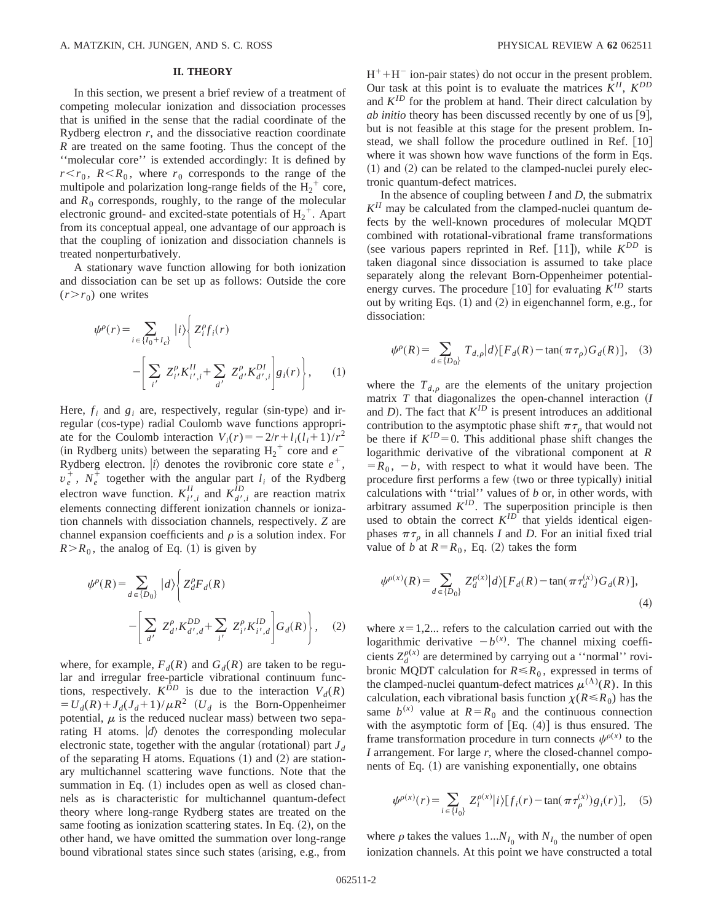## II. THEORY

In this section, we present a brief review of a treatment of competing molecular ionization and dissociation processes that is unified in the sense that the radial coordinate of the Rydberg electron $r$, and the dissociative reaction coordinate $R$ are treated on the same footing. Thus the concept of the "molecular core" is extended accordingly: It is defined by $r<r_0$, $R<R_0$, where $r_0$ corresponds to the range of the multipole and polarization long-range fields of the $H_2^+$ core, and $R_0$ corresponds, roughly, to the range of the molecular electronic ground- and excited-state potentials of $H_2^+$. Apart from its conceptual appeal, one advantage of our approach is that the coupling of ionization and dissociation channels is treated nonperturbatively.

A stationary wave function allowing for both ionization and dissociation can be set up as follows: Outside the core $(r>r_0)$ one writes

$$\psi^{\rho}(r)=\sum_{i\in\{I_0+I_c\}}|i\rangle\left\{Z_i^{\rho}f_i(r)-\left[\sum_{i'}Z_{i'}^{\rho}K_{i',i}^{II}+\sum_{d'}Z_{d'}^{\rho}K_{d',i}^{DI}\right]g_i(r)\right\},\quad(1)$$

Here, $f_i$ and $g_i$ are, respectively, regular (sin-type) and irregular (cos-type) radial Coulomb wave functions appropriate for the Coulomb interaction $V_i(r)=-2/r+l_i(l_i+1)/r^2$ (in Rydberg units) between the separating $H_2^+$ core and $e^-$ Rydberg electron. $|i\rangle$ denotes the rovibronic core state $e^+$, $v_e^+$, $N_e^+$ together with the angular part $l_i$ of the Rydberg electron wave function. $K_{i',i}^{II}$ and $K_{d',i}^{ID}$ are reaction matrix elements connecting different ionization channels or ionization channels with dissociation channels, respectively. $Z$ are channel expansion coefficients and $\rho$ is a solution index. For $R>R_0$, the analog of Eq. (1) is given by

$$\psi^{\rho}(R)=\sum_{d\in\{D_0\}}|d\rangle\left\{Z_d^{\rho}F_d(R)-\left[\sum_{d'}Z_{d'}^{\rho}K_{d',d}^{DD}+\sum_{i'}Z_{i'}^{\rho}K_{i',d}^{ID}\right]G_d(R)\right\},\quad(2)$$

where, for example, $F_d(R)$ and $G_d(R)$ are taken to be regular and irregular free-particle vibrational continuum functions, respectively. $K^{DD}$ is due to the interaction $V_d(R)=U_d(R)+J_d(J_d+1)/\mu R^2$ ($U_d$ is the Born-Oppenheimer potential, $\mu$ is the reduced nuclear mass) between two separating H atoms. $|d\rangle$ denotes the corresponding molecular electronic state, together with the angular (rotational) part $J_d$ of the separating H atoms. Equations (1) and (2) are stationary multichannel scattering wave functions. Note that the summation in Eq. (1) includes open as well as closed channels as is characteristic for multichannel quantum-defect theory where long-range Rydberg states are treated on the same footing as ionization scattering states. In Eq. (2), on the other hand, we have omitted the summation over long-range bound vibrational states since such states (arising, e.g., from $H^+ + H^-$ ion-pair states) do not occur in the present problem. Our task at this point is to evaluate the matrices $K^{II}$, $K^{DD}$ and $K^{ID}$ for the problem at hand. Their direct calculation by *ab initio* theory has been discussed recently by one of us [9], but is not feasible at this stage for the present problem. Instead, we shall follow the procedure outlined in Ref. [10] where it was shown how wave functions of the form in Eqs. (1) and (2) can be related to the clamped-nuclei purely electronic quantum-defect matrices.

In the absence of coupling between $I$ and $D$, the submatrix $K^{II}$ may be calculated from the clamped-nuclei quantum defects by the well-known procedures of molecular MQDT combined with rotational-vibrational frame transformations (see various papers reprinted in Ref. [11]), while $K^{DD}$ is taken diagonal since dissociation is assumed to take place separately along the relevant Born-Oppenheimer potential-energy curves. The procedure [10] for evaluating $K^{ID}$ starts out by writing Eqs. (1) and (2) in eigenchannel form, e.g., for dissociation:

$$\psi^{\rho}(R)=\sum_{d\in\{D_0\}}T_{d,\rho}|d\rangle[F_d(R)-\tan(\pi\tau_{\rho})G_d(R)],\quad(3)$$

where the $T_{d,\rho}$ are the elements of the unitary projection matrix $T$ that diagonalizes the open-channel interaction ($I$ and $D$). The fact that $K^{ID}$ is present introduces an additional contribution to the asymptotic phase shift $\pi\tau_{\rho}$ that would not be there if $K^{ID}=0$. This additional phase shift changes the logarithmic derivative of the vibrational component at $R=R_0$, $-b$, with respect to what it would have been. The procedure first performs a few (two or three typically) initial calculations with "trial" values of $b$ or, in other words, with arbitrary assumed $K^{ID}$. The superposition principle is then used to obtain the correct $K^{ID}$ that yields identical eigenphases $\pi\tau_{\rho}$ in all channels $I$ and $D$. For an initial fixed trial value of $b$ at $R=R_0$, Eq. (2) takes the form

$$\psi^{\rho(x)}(R)=\sum_{d\in\{D_0\}}Z_d^{\rho(x)}|d\rangle[F_d(R)-\tan(\pi\tau_d^{(x)})G_d(R)],\quad(4)$$

where $x=1,2...$ refers to the calculation carried out with the logarithmic derivative $-b^{(x)}$. The channel mixing coefficients $Z_d^{\rho(x)}$ are determined by carrying out a "normal" rovibronic MQDT calculation for $R\leq R_0$, expressed in terms of the clamped-nuclei quantum-defect matrices $\mu^{(\Lambda)}(R)$. In this calculation, each vibrational basis function $\chi(R\leq R_0)$ has the same $b^{(x)}$ value at $R=R_0$ and the continuous connection with the asymptotic form of [Eq. (4)] is thus ensured. The frame transformation procedure in turn connects $\psi^{\rho(x)}$ to the $I$ arrangement. For large $r$, where the closed-channel components of Eq. (1) are vanishing exponentially, one obtains

$$\psi^{\rho(x)}(r)=\sum_{i\in\{I_0\}}Z_i^{\rho(x)}|i\rangle[f_i(r)-\tan(\pi\tau_{\rho}^{(x)})g_i(r)],\quad(5)$$

where $\rho$ takes the values $1...N_{I_0}$ with $N_{I_0}$ the number of open ionization channels. At this point we have constructed a total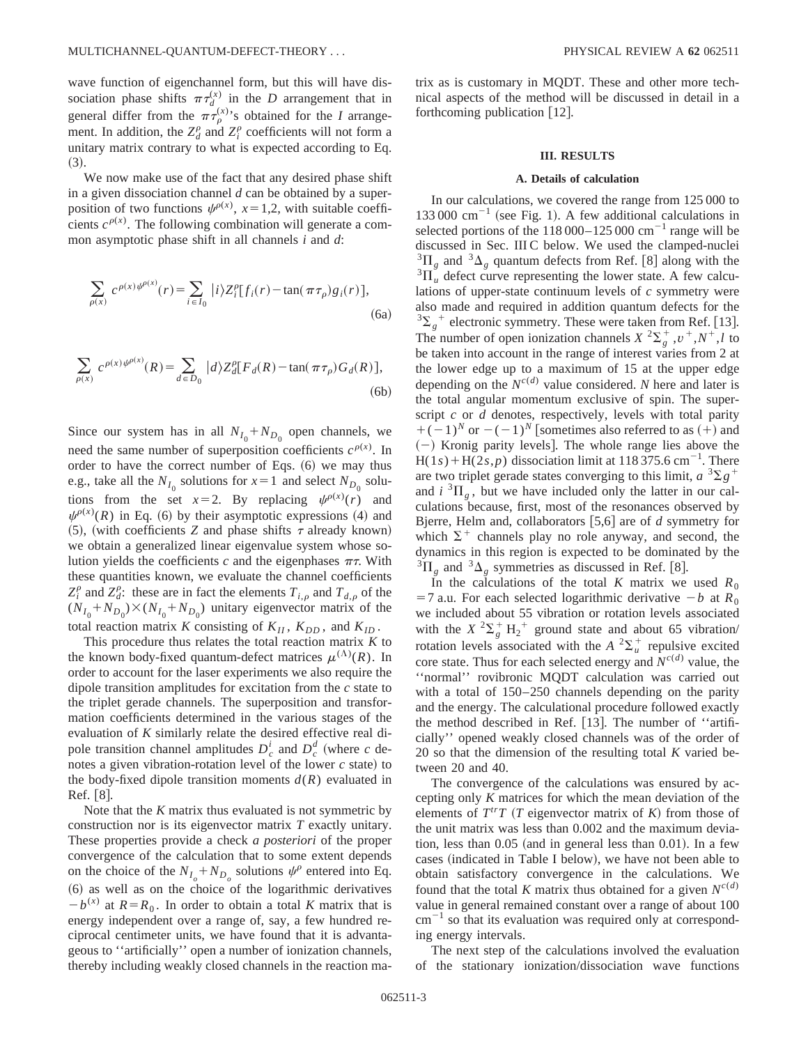wave function of eigenchannel form, but this will have dissociation phase shifts $\pi\tau_d^{(x)}$ in the $D$ arrangement that in general differ from the $\pi\tau_\rho^{(x)}$'s obtained for the $I$ arrangement. In addition, the $Z_d^\rho$ and $Z_i^\rho$ coefficients will not form a unitary matrix contrary to what is expected according to Eq. (3).

We now make use of the fact that any desired phase shift in a given dissociation channel $d$ can be obtained by a superposition of two functions $\psi^{\rho(x)}$, $x=1,2$, with suitable coefficients $c^{\rho(x)}$. The following combination will generate a common asymptotic phase shift in all channels $i$ and $d$:

$$\sum_{\rho(x)} c^{\rho(x)}\psi^{\rho(x)}(r) = \sum_{i\in I_0} |i\rangle Z_i^\rho [f_i(r) - \tan(\pi\tau_\rho) g_i(r)], \tag{6a}$$

$$\sum_{\rho(x)} c^{\rho(x)}\psi^{\rho(x)}(R) = \sum_{d\in D_0} |d\rangle Z_d^\rho [F_d(R) - \tan(\pi\tau_\rho) G_d(R)], \tag{6b}$$

Since our system has in all $N_{I_0}+N_{D_0}$ open channels, we need the same number of superposition coefficients $c^{\rho(x)}$. In order to have the correct number of Eqs. (6) we may thus e.g., take all the $N_{I_0}$ solutions for $x=1$ and select $N_{D_0}$ solutions from the set $x=2$. By replacing $\psi^{\rho(x)}(r)$ and $\psi^{\rho(x)}(R)$ in Eq. (6) by their asymptotic expressions (4) and (5), (with coefficients $Z$ and phase shifts $\tau$ already known) we obtain a generalized linear eigenvalue system whose solution yields the coefficients $c$ and the eigenphases $\pi\tau$. With these quantities known, we evaluate the channel coefficients $Z_i^\rho$ and $Z_d^\rho$: these are in fact the elements $T_{i,\rho}$ and $T_{d,\rho}$ of the $(N_{I_0}+N_{D_0})\times(N_{I_0}+N_{D_0})$ unitary eigenvector matrix of the total reaction matrix $K$ consisting of $K_{II}$, $K_{DD}$, and $K_{ID}$.

This procedure thus relates the total reaction matrix $K$ to the known body-fixed quantum-defect matrices $\mu^{(\Lambda)}(R)$. In order to account for the laser experiments we also require the dipole transition amplitudes for excitation from the $c$ state to the triplet gerade channels. The superposition and transformation coefficients determined in the various stages of the evaluation of $K$ similarly relate the desired effective real dipole transition channel amplitudes $D_c^i$ and $D_c^d$ (where $c$ denotes a given vibration-rotation level of the lower $c$ state) to the body-fixed dipole transition moments $d(R)$ evaluated in Ref. [8].

Note that the $K$ matrix thus evaluated is not symmetric by construction nor is its eigenvector matrix $T$ exactly unitary. These properties provide a check *a posteriori* of the proper convergence of the calculation that to some extent depends on the choice of the $N_{I_o}+N_{D_o}$ solutions $\psi^\rho$ entered into Eq. (6) as well as on the choice of the logarithmic derivatives $-b^{(x)}$ at $R=R_0$. In order to obtain a total $K$ matrix that is energy independent over a range of, say, a few hundred reciprocal centimeter units, we have found that it is advantageous to "artificially" open a number of ionization channels, thereby including weakly closed channels in the reaction matrix as is customary in MQDT. These and other more technical aspects of the method will be discussed in detail in a forthcoming publication [12].

## III. RESULTS

### A. Details of calculation

In our calculations, we covered the range from 125 000 to 133 000 cm$^{-1}$ (see Fig. 1). A few additional calculations in selected portions of the 118 000–125 000 cm$^{-1}$ range will be discussed in Sec. III C below. We used the clamped-nuclei $^3\Pi_g$ and $^3\Delta_g$ quantum defects from Ref. [8] along with the $^3\Pi_u$ defect curve representing the lower state. A few calculations of upper-state continuum levels of $c$ symmetry were also made and required in addition quantum defects for the $^3\Sigma_g^+$ electronic symmetry. These were taken from Ref. [13]. The number of open ionization channels $X\ ^2\Sigma_g^+, v^+, N^+, l$ to be taken into account in the range of interest varies from 2 at the lower edge up to a maximum of 15 at the upper edge depending on the $N^{c(d)}$ value considered. $N$ here and later is the total angular momentum exclusive of spin. The superscript $c$ or $d$ denotes, respectively, levels with total parity $+(-1)^N$ or $-(-1)^N$ [sometimes also referred to as (+) and (−) Kronig parity levels]. The whole range lies above the H(1$s$)+H(2$s,p$) dissociation limit at 118 375.6 cm$^{-1}$. There are two triplet gerade states converging to this limit, $a\ ^3\Sigma g^+$ and $i\ ^3\Pi_g$, but we have included only the latter in our calculations because, first, most of the resonances observed by Bjerre, Helm and, collaborators [5,6] are of $d$ symmetry for which $\Sigma^+$ channels play no role anyway, and second, the dynamics in this region is expected to be dominated by the $^3\Pi_g$ and $^3\Delta_g$ symmetries as discussed in Ref. [8].

In the calculations of the total $K$ matrix we used $R_0=7$ a.u. For each selected logarithmic derivative $-b$ at $R_0$ we included about 55 vibration or rotation levels associated with the $X\ ^2\Sigma_g^+\ H_2^+$ ground state and about 65 vibration/rotation levels associated with the $A\ ^2\Sigma_u^+$ repulsive excited core state. Thus for each selected energy and $N^{c(d)}$ value, the "normal" rovibronic MQDT calculation was carried out with a total of 150–250 channels depending on the parity and the energy. The calculational procedure followed exactly the method described in Ref. [13]. The number of "artificially" opened weakly closed channels was of the order of 20 so that the dimension of the resulting total $K$ varied between 20 and 40.

The convergence of the calculations was ensured by accepting only $K$ matrices for which the mean deviation of the elements of $T^{tr}T$ ($T$ eigenvector matrix of $K$) from those of the unit matrix was less than 0.002 and the maximum deviation, less than 0.05 (and in general less than 0.01). In a few cases (indicated in Table I below), we have not been able to obtain satisfactory convergence in the calculations. We found that the total $K$ matrix thus obtained for a given $N^{c(d)}$ value in general remained constant over a range of about 100 cm$^{-1}$ so that its evaluation was required only at corresponding energy intervals.

The next step of the calculations involved the evaluation of the stationary ionization/dissociation wave functions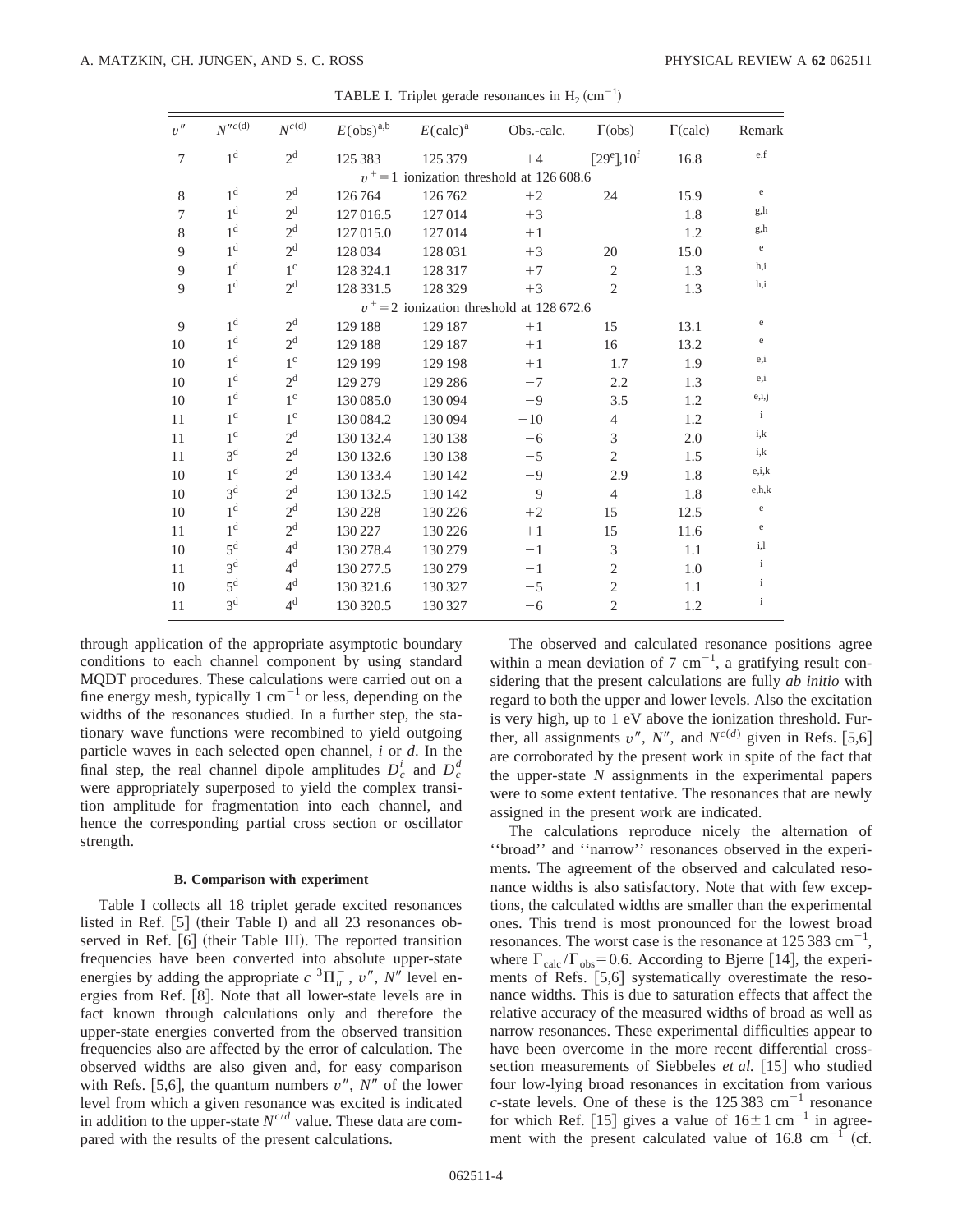TABLE I. Triplet gerade resonances in $H_2$ ($cm^{-1}$)

| $v''$ | $N''^{c(d)}$ | $N^{c(d)}$ | $E$(obs)[a,b] | $E$(calc)[a] | Obs.-calc. | Γ(obs) | Γ(calc) | Remark |
|---|---|---|---|---|---|---|---|---|
| 7 | $1^d$ | $2^d$ | 125 383 | 125 379 | +4 | [29[e]],10[f] | 16.8 | e,f |
| | | | $v^+=1$ ionization threshold at 126 608.6 | | | | | |
| 8 | $1^d$ | $2^d$ | 126 764 | 126 762 | +2 | 24 | 15.9 | e |
| 7 | $1^d$ | $2^d$ | 127 016.5 | 127 014 | +3 | | 1.8 | g,h |
| 8 | $1^d$ | $2^d$ | 127 015.0 | 127 014 | +1 | | 1.2 | g,h |
| 9 | $1^d$ | $2^d$ | 128 034 | 128 031 | +3 | 20 | 15.0 | e |
| 9 | $1^d$ | $1^c$ | 128 324.1 | 128 317 | +7 | 2 | 1.3 | h,i |
| 9 | $1^d$ | $2^d$ | 128 331.5 | 128 329 | +3 | 2 | 1.3 | h,i |
| | | | $v^+=2$ ionization threshold at 128 672.6 | | | | | |
| 9 | $1^d$ | $2^d$ | 129 188 | 129 187 | +1 | 15 | 13.1 | e |
| 10 | $1^d$ | $2^d$ | 129 188 | 129 187 | +1 | 16 | 13.2 | e |
| 10 | $1^d$ | $1^c$ | 129 199 | 129 198 | +1 | 1.7 | 1.9 | e,i |
| 10 | $1^d$ | $2^d$ | 129 279 | 129 286 | −7 | 2.2 | 1.3 | e,i |
| 10 | $1^d$ | $1^c$ | 130 085.0 | 130 094 | −9 | 3.5 | 1.2 | e,i,j |
| 11 | $1^d$ | $1^c$ | 130 084.2 | 130 094 | −10 | 4 | 1.2 | i |
| 11 | $1^d$ | $2^d$ | 130 132.4 | 130 138 | −6 | 3 | 2.0 | i,k |
| 11 | $3^d$ | $2^d$ | 130 132.6 | 130 138 | −5 | 2 | 1.5 | i,k |
| 10 | $1^d$ | $2^d$ | 130 133.4 | 130 142 | −9 | 2.9 | 1.8 | e,i,k |
| 10 | $3^d$ | $2^d$ | 130 132.5 | 130 142 | −9 | 4 | 1.8 | e,h,k |
| 10 | $1^d$ | $2^d$ | 130 228 | 130 226 | +2 | 15 | 12.5 | e |
| 11 | $1^d$ | $2^d$ | 130 227 | 130 226 | +1 | 15 | 11.6 | e |
| 10 | $5^d$ | $4^d$ | 130 278.4 | 130 279 | −1 | 3 | 1.1 | i,l |
| 11 | $3^d$ | $4^d$ | 130 277.5 | 130 279 | −1 | 2 | 1.0 | i |
| 10 | $5^d$ | $4^d$ | 130 321.6 | 130 327 | −5 | 2 | 1.1 | i |
| 11 | $3^d$ | $4^d$ | 130 320.5 | 130 327 | −6 | 2 | 1.2 | i |

through application of the appropriate asymptotic boundary conditions to each channel component by using standard MQDT procedures. These calculations were carried out on a fine energy mesh, typically 1 $cm^{-1}$ or less, depending on the widths of the resonances studied. In a further step, the stationary wave functions were recombined to yield outgoing particle waves in each selected open channel, *i* or *d*. In the final step, the real channel dipole amplitudes $D_c^i$ and $D_c^d$ were appropriately superposed to yield the complex transition amplitude for fragmentation into each channel, and hence the corresponding partial cross section or oscillator strength.

### B. Comparison with experiment

Table I collects all 18 triplet gerade excited resonances listed in Ref. [5] (their Table I) and all 23 resonances observed in Ref. [6] (their Table III). The reported transition frequencies have been converted into absolute upper-state energies by adding the appropriate $c\ ^3\Pi_u^-$, $v''$, $N''$ level energies from Ref. [8]. Note that all lower-state levels are in fact known through calculations only and therefore the upper-state energies converted from the observed transition frequencies also are affected by the error of calculation. The observed widths are also given and, for easy comparison with Refs. [5,6], the quantum numbers $v''$, $N''$ of the lower level from which a given resonance was excited is indicated in addition to the upper-state $N^{c/d}$ value. These data are compared with the results of the present calculations.

The observed and calculated resonance positions agree within a mean deviation of 7 $cm^{-1}$, a gratifying result considering that the present calculations are fully *ab initio* with regard to both the upper and lower levels. Also the excitation is very high, up to 1 eV above the ionization threshold. Further, all assignments $v''$, $N''$, and $N^{c(d)}$ given in Refs. [5,6] are corroborated by the present work in spite of the fact that the upper-state $N$ assignments in the experimental papers were to some extent tentative. The resonances that are newly assigned in the present work are indicated.

The calculations reproduce nicely the alternation of ''broad'' and ''narrow'' resonances observed in the experiments. The agreement of the observed and calculated resonance widths is also satisfactory. Note that with few exceptions, the calculated widths are smaller than the experimental ones. This trend is most pronounced for the lowest broad resonances. The worst case is the resonance at 125 383 $cm^{-1}$, where $\Gamma_{calc}/\Gamma_{obs}=0.6$. According to Bjerre [14], the experiments of Refs. [5,6] systematically overestimate the resonance widths. This is due to saturation effects that affect the relative accuracy of the measured widths of broad as well as narrow resonances. These experimental difficulties appear to have been overcome in the more recent differential cross-section measurements of Siebbeles *et al.* [15] who studied four low-lying broad resonances in excitation from various *c*-state levels. One of these is the 125 383 $cm^{-1}$ resonance for which Ref. [15] gives a value of $16\pm1$ $cm^{-1}$ in agreement with the present calculated value of 16.8 $cm^{-1}$ (cf.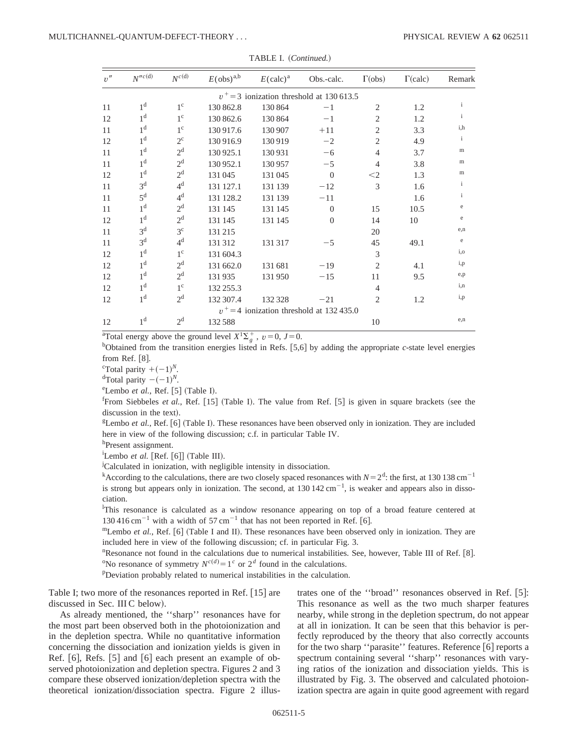TABLE I. (*Continued.*)

| $v''$ | $N''^{c(d)}$ | $N^{c(d)}$ | $E(\text{obs})^{a,b}$ | $E(\text{calc})^{a}$ | Obs.-calc. | $\Gamma(\text{obs})$ | $\Gamma(\text{calc})$ | Remark |
|---|---|---|---|---|---|---|---|---|
| | | | $v^+=3$ ionization threshold at 130 613.5 | | | | | |
| 11 | $1^d$ | $1^c$ | 130 862.8 | 130 864 | −1 | 2 | 1.2 | i |
| 12 | $1^d$ | $1^c$ | 130 862.6 | 130 864 | −1 | 2 | 1.2 | i |
| 11 | $1^d$ | $1^c$ | 130 917.6 | 130 907 | +11 | 2 | 3.3 | i,h |
| 12 | $1^d$ | $2^c$ | 130 916.9 | 130 919 | −2 | 2 | 4.9 | i |
| 11 | $1^d$ | $2^d$ | 130 925.1 | 130 931 | −6 | 4 | 3.7 | m |
| 11 | $1^d$ | $2^d$ | 130 952.1 | 130 957 | −5 | 4 | 3.8 | m |
| 12 | $1^d$ | $2^d$ | 131 045 | 131 045 | 0 | <2 | 1.3 | m |
| 11 | $3^d$ | $4^d$ | 131 127.1 | 131 139 | −12 | 3 | 1.6 | i |
| 11 | $5^d$ | $4^d$ | 131 128.2 | 131 139 | −11 | | 1.6 | i |
| 11 | $1^d$ | $2^d$ | 131 145 | 131 145 | 0 | 15 | 10.5 | e |
| 12 | $1^d$ | $2^d$ | 131 145 | 131 145 | 0 | 14 | 10 | e |
| 11 | $3^d$ | $3^c$ | 131 215 | | | 20 | | e,n |
| 11 | $3^d$ | $4^d$ | 131 312 | 131 317 | −5 | 45 | 49.1 | e |
| 12 | $1^d$ | $1^c$ | 131 604.3 | | | 3 | | i,o |
| 12 | $1^d$ | $2^d$ | 131 662.0 | 131 681 | −19 | 2 | 4.1 | i,p |
| 12 | $1^d$ | $2^d$ | 131 935 | 131 950 | −15 | 11 | 9.5 | e,p |
| 12 | $1^d$ | $1^c$ | 132 255.3 | | | 4 | | i,n |
| 12 | $1^d$ | $2^d$ | 132 307.4 | 132 328 | −21 | 2 | 1.2 | i,p |
| | | | $v^+=4$ ionization threshold at 132 435.0 | | | | | |
| 12 | $1^d$ | $2^d$ | 132 588 | | | 10 | | e,n |

[a]Total energy above the ground level $X^1\Sigma_g^+$, $v=0$, $J=0$.
[b]Obtained from the transition energies listed in Refs. [5,6] by adding the appropriate *c*-state level energies from Ref. [8].
[c]Total parity $+(-1)^N$.
[d]Total parity $-(-1)^N$.
[e]Lembo *et al.*, Ref. [5] (Table I).
[f]From Siebbeles *et al.*, Ref. [15] (Table I). The value from Ref. [5] is given in square brackets (see the discussion in the text).
[g]Lembo *et al.*, Ref. [6] (Table I). These resonances have been observed only in ionization. They are included here in view of the following discussion; c.f. in particular Table IV.
[h]Present assignment.
[i]Lembo *et al.* [Ref. [6]] (Table III).
[j]Calculated in ionization, with negligible intensity in dissociation.
[k]According to the calculations, there are two closely spaced resonances with $N=2^d$: the first, at 130 138 cm$^{-1}$ is strong but appears only in ionization. The second, at 130 142 cm$^{-1}$, is weaker and appears also in dissociation.
[l]This resonance is calculated as a window resonance appearing on top of a broad feature centered at 130 416 cm$^{-1}$ with a width of 57 cm$^{-1}$ that has not been reported in Ref. [6].
[m]Lembo *et al.*, Ref. [6] (Table I and II). These resonances have been observed only in ionization. They are included here in view of the following discussion; cf. in particular Fig. 3.
[n]Resonance not found in the calculations due to numerical instabilities. See, however, Table III of Ref. [8].
[o]No resonance of symmetry $N^{c(d)}=1^c$ or $2^d$ found in the calculations.
[p]Deviation probably related to numerical instabilities in the calculation.

Table I; two more of the resonances reported in Ref. [15] are discussed in Sec. III C below).

As already mentioned, the ''sharp'' resonances have for the most part been observed both in the photoionization and in the depletion spectra. While no quantitative information concerning the dissociation and ionization yields is given in Ref. [6], Refs. [5] and [6] each present an example of observed photoionization and depletion spectra. Figures 2 and 3 compare these observed ionization/depletion spectra with the theoretical ionization/dissociation spectra. Figure 2 illustrates one of the ''broad'' resonances observed in Ref. [5]: This resonance as well as the two much sharper features nearby, while strong in the depletion spectrum, do not appear at all in ionization. It can be seen that this behavior is perfectly reproduced by the theory that also correctly accounts for the two sharp ''parasite'' features. Reference [6] reports a spectrum containing several ''sharp'' resonances with varying ratios of the ionization and dissociation yields. This is illustrated by Fig. 3. The observed and calculated photoionization spectra are again in quite good agreement with regard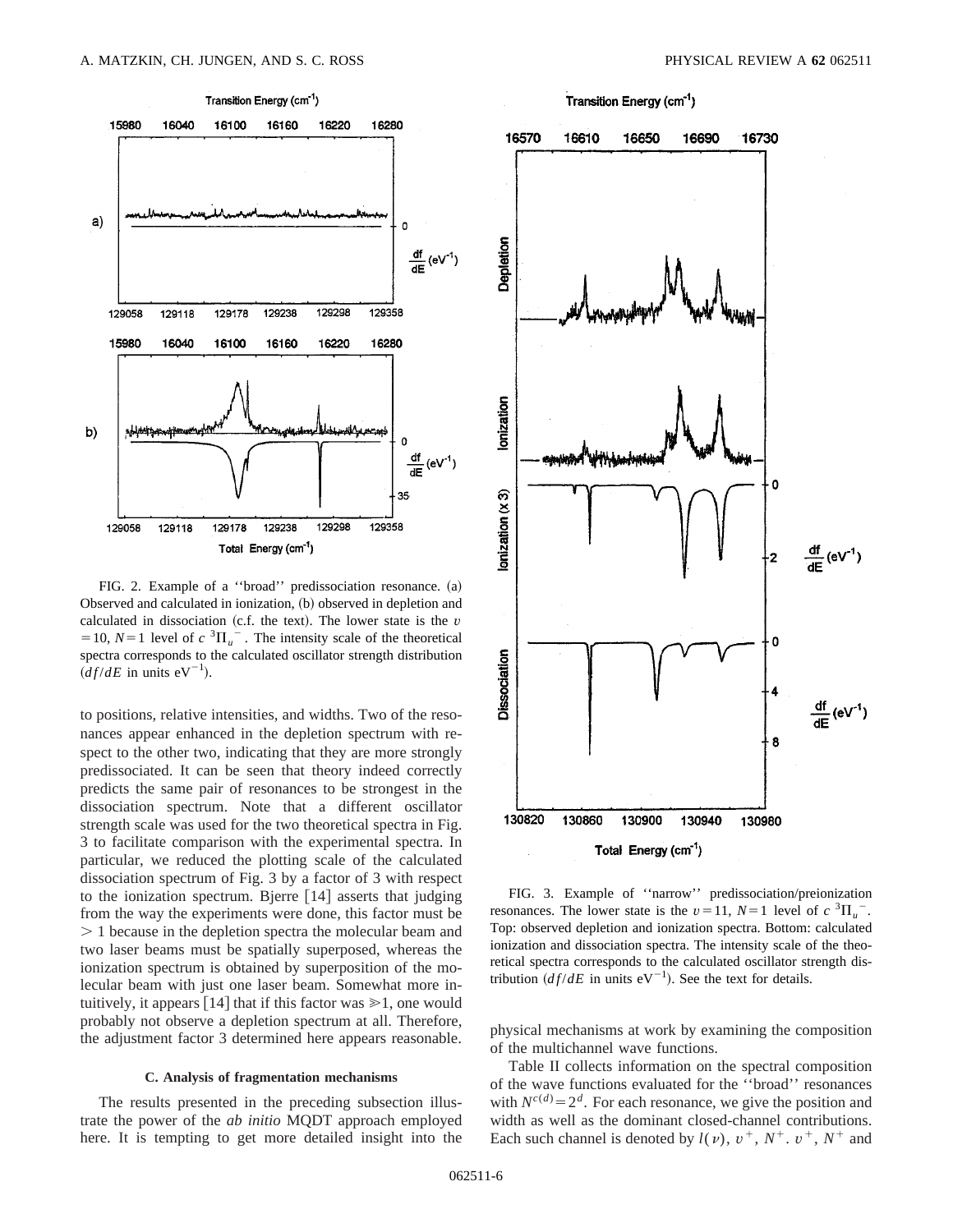FIG. 2. Example of a ''broad'' predissociation resonance. (a) Observed and calculated in ionization, (b) observed in depletion and calculated in dissociation (c.f. the text). The lower state is the $v=10$, $N=1$ level of $c\ ^3\Pi_u{}^-$. The intensity scale of the theoretical spectra corresponds to the calculated oscillator strength distribution ($df/dE$ in units $\text{eV}^{-1}$).

to positions, relative intensities, and widths. Two of the resonances appear enhanced in the depletion spectrum with respect to the other two, indicating that they are more strongly predissociated. It can be seen that theory indeed correctly predicts the same pair of resonances to be strongest in the dissociation spectrum. Note that a different oscillator strength scale was used for the two theoretical spectra in Fig. 3 to facilitate comparison with the experimental spectra. In particular, we reduced the plotting scale of the calculated dissociation spectrum of Fig. 3 by a factor of 3 with respect to the ionization spectrum. Bjerre [14] asserts that judging from the way the experiments were done, this factor must be $>1$ because in the depletion spectra the molecular beam and two laser beams must be spatially superposed, whereas the ionization spectrum is obtained by superposition of the molecular beam with just one laser beam. Somewhat more intuitively, it appears [14] that if this factor was $\gg 1$, one would probably not observe a depletion spectrum at all. Therefore, the adjustment factor 3 determined here appears reasonable.

### C. Analysis of fragmentation mechanisms

The results presented in the preceding subsection illustrate the power of the *ab initio* MQDT approach employed here. It is tempting to get more detailed insight into the physical mechanisms at work by examining the composition of the multichannel wave functions.

FIG. 3. Example of ''narrow'' predissociation/preionization resonances. The lower state is the $v=11$, $N=1$ level of $c\ ^3\Pi_u{}^-$. Top: observed depletion and ionization spectra. Bottom: calculated ionization and dissociation spectra. The intensity scale of the theoretical spectra corresponds to the calculated oscillator strength distribution ($df/dE$ in units $\text{eV}^{-1}$). See the text for details.

Table II collects information on the spectral composition of the wave functions evaluated for the ''broad'' resonances with $N^{c(d)}=2^d$. For each resonance, we give the position and width as well as the dominant closed-channel contributions. Each such channel is denoted by $l(\nu)$, $v^+$, $N^+$. $v^+$, $N^+$ and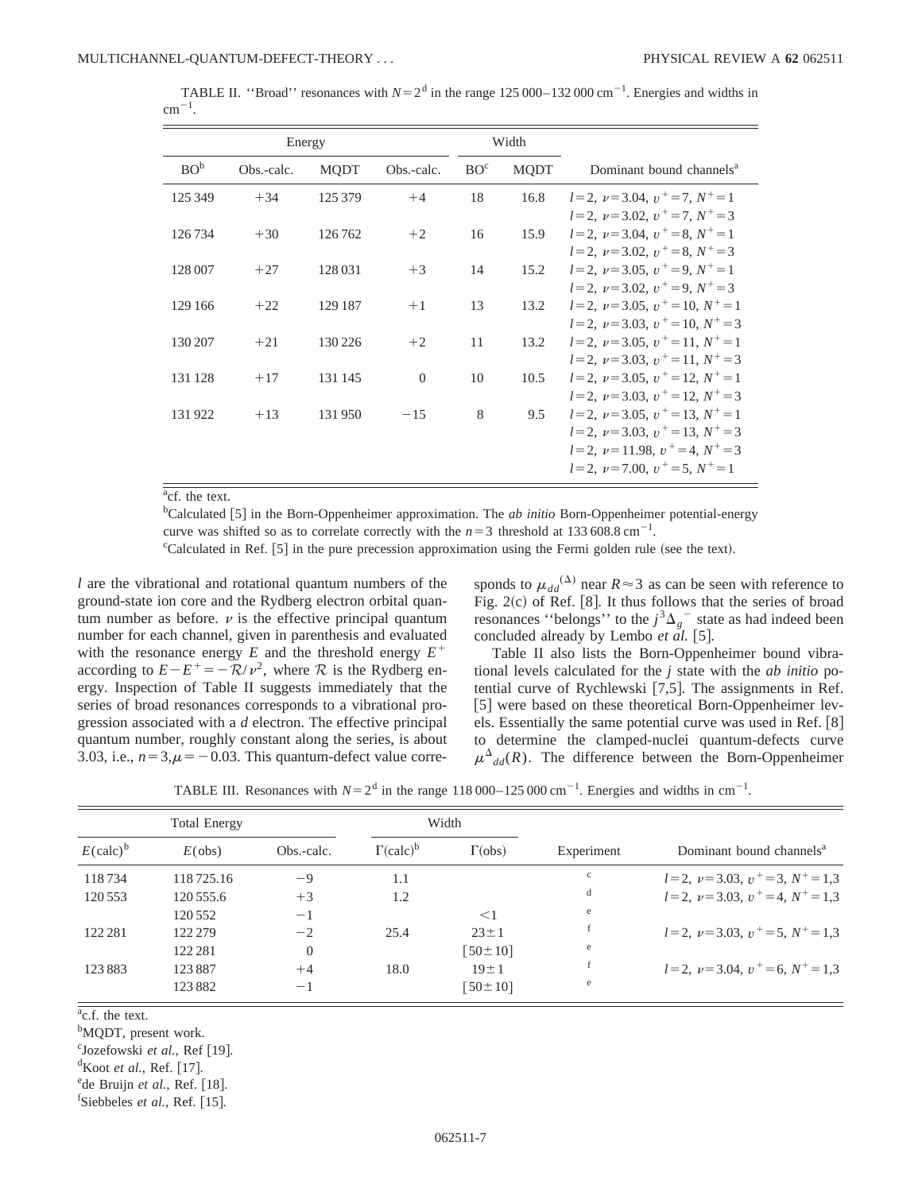TABLE II. ''Broad'' resonances with $N=2^{\mathrm{d}}$ in the range 125 000–132 000 $\mathrm{cm}^{-1}$. Energies and widths in $\mathrm{cm}^{-1}$.

| Energy | | | | Width | | |
|---|---|---|---|---|---|---|
| BO[b] | Obs.-calc. | MQDT | Obs.-calc. | BO[c] | MQDT | Dominant bound channels[a] |
| 125 349 | +34 | 125 379 | +4 | 18 | 16.8 | $l=2,\ \nu=3.04,\ v^+=7,\ N^+=1$ <br> $l=2,\ \nu=3.02,\ v^+=7,\ N^+=3$ |
| 126 734 | +30 | 126 762 | +2 | 16 | 15.9 | $l=2,\ \nu=3.04,\ v^+=8,\ N^+=1$ <br> $l=2,\ \nu=3.02,\ v^+=8,\ N^+=3$ |
| 128 007 | +27 | 128 031 | +3 | 14 | 15.2 | $l=2,\ \nu=3.05,\ v^+=9,\ N^+=1$ <br> $l=2,\ \nu=3.02,\ v^+=9,\ N^+=3$ |
| 129 166 | +22 | 129 187 | +1 | 13 | 13.2 | $l=2,\ \nu=3.05,\ v^+=10,\ N^+=1$ <br> $l=2,\ \nu=3.03,\ v^+=10,\ N^+=3$ |
| 130 207 | +21 | 130 226 | +2 | 11 | 13.2 | $l=2,\ \nu=3.05,\ v^+=11,\ N^+=1$ <br> $l=2,\ \nu=3.03,\ v^+=11,\ N^+=3$ |
| 131 128 | +17 | 131 145 | 0 | 10 | 10.5 | $l=2,\ \nu=3.05,\ v^+=12,\ N^+=1$ <br> $l=2,\ \nu=3.03,\ v^+=12,\ N^+=3$ |
| 131 922 | +13 | 131 950 | −15 | 8 | 9.5 | $l=2,\ \nu=3.05,\ v^+=13,\ N^+=1$ <br> $l=2,\ \nu=3.03,\ v^+=13,\ N^+=3$ <br> $l=2,\ \nu=11.98,\ v^+=4,\ N^+=3$ <br> $l=2,\ \nu=7.00,\ v^+=5,\ N^+=1$ |

[a]cf. the text.

[b]Calculated [5] in the Born-Oppenheimer approximation. The *ab initio* Born-Oppenheimer potential-energy curve was shifted so as to correlate correctly with the $n=3$ threshold at 133 608.8 $\mathrm{cm}^{-1}$.

[c]Calculated in Ref. [5] in the pure precession approximation using the Fermi golden rule (see the text).

$l$ are the vibrational and rotational quantum numbers of the ground-state ion core and the Rydberg electron orbital quantum number as before. $\nu$ is the effective principal quantum number for each channel, given in parenthesis and evaluated with the resonance energy $E$ and the threshold energy $E^+$ according to $E-E^+=-\mathcal{R}/\nu^2$, where $\mathcal{R}$ is the Rydberg energy. Inspection of Table II suggests immediately that the series of broad resonances corresponds to a vibrational progression associated with a $d$ electron. The effective principal quantum number, roughly constant along the series, is about 3.03, i.e., $n=3,\mu=-0.03$. This quantum-defect value corresponds to $\mu_{dd}{}^{(\Delta)}$ near $R\approx3$ as can be seen with reference to Fig. 2(c) of Ref. [8]. It thus follows that the series of broad resonances ''belongs'' to the $j\,^3\Delta_g{}^-$ state as had indeed been concluded already by Lembo *et al.* [5].

Table II also lists the Born-Oppenheimer bound vibrational levels calculated for the $j$ state with the *ab initio* potential curve of Rychlewski [7,5]. The assignments in Ref. [5] were based on these theoretical Born-Oppenheimer levels. Essentially the same potential curve was used in Ref. [8] to determine the clamped-nuclei quantum-defects curve $\mu^{\Delta}{}_{dd}(R)$. The difference between the Born-Oppenheimer

TABLE III. Resonances with $N=2^{\mathrm{d}}$ in the range 118 000–125 000 $\mathrm{cm}^{-1}$. Energies and widths in $\mathrm{cm}^{-1}$.

| Total Energy | | | Width | | | |
|---|---|---|---|---|---|---|
| $E$(calc)[b] | $E$(obs) | Obs.-calc. | $\Gamma$(calc)[b] | $\Gamma$(obs) | Experiment | Dominant bound channels[a] |
| 118 734 | 118 725.16 | −9 | 1.1 | | c | $l=2,\ \nu=3.03,\ v^+=3,\ N^+=1{,}3$ |
| 120 553 | 120 555.6 | +3 | 1.2 | | d | $l=2,\ \nu=3.03,\ v^+=4,\ N^+=1{,}3$ |
| | 120 552 | −1 | | <1 | e | |
| 122 281 | 122 279 | −2 | 25.4 | 23±1 | f | $l=2,\ \nu=3.03,\ v^+=5,\ N^+=1{,}3$ |
| | 122 281 | 0 | | [50±10] | e | |
| 123 883 | 123 887 | +4 | 18.0 | 19±1 | f | $l=2,\ \nu=3.04,\ v^+=6,\ N^+=1{,}3$ |
| | 123 882 | −1 | | [50±10] | e | |

[a]c.f. the text.

[b]MQDT, present work.

[c]Jozefowski *et al.*, Ref [19].

[d]Koot *et al.*, Ref. [17].

[e]de Bruijn *et al.*, Ref. [18].

[f]Siebbeles *et al.*, Ref. [15].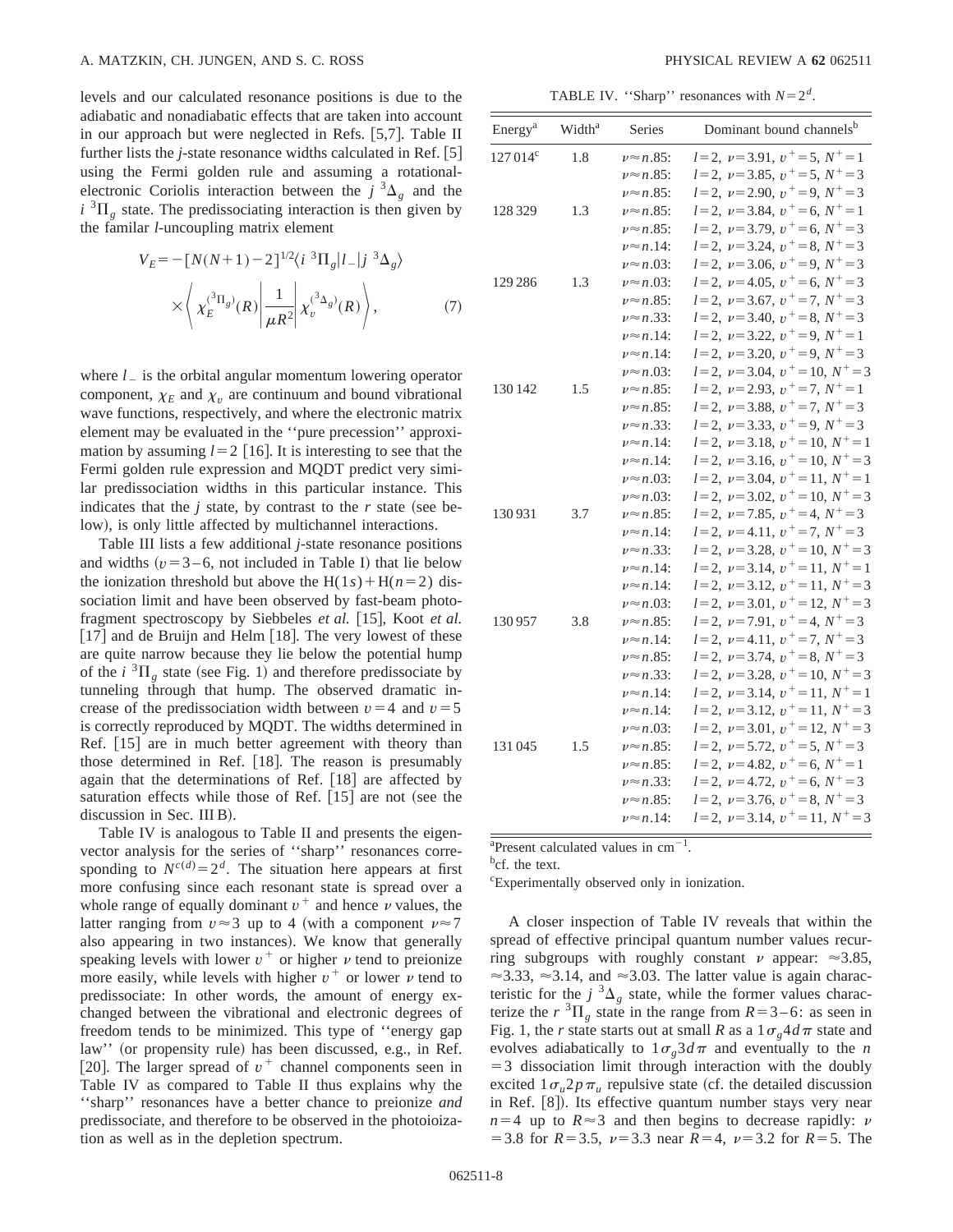levels and our calculated resonance positions is due to the adiabatic and nonadiabatic effects that are taken into account in our approach but were neglected in Refs. [5,7]. Table II further lists the *j*-state resonance widths calculated in Ref. [5] using the Fermi golden rule and assuming a rotational-electronic Coriolis interaction between the $j\ ^3\Delta_g$ and the $i\ ^3\Pi_g$ state. The predissociating interaction is then given by the familar *l*-uncoupling matrix element

$$V_E = -[N(N+1)-2]^{1/2}\langle i\ ^3\Pi_g | l_- | j\ ^3\Delta_g\rangle \times \left\langle \chi_E^{(^3\Pi_g)}(R) \left| \frac{1}{\mu R^2} \right| \chi_v^{(^3\Delta_g)}(R) \right\rangle, \quad (7)$$

where $l_-$ is the orbital angular momentum lowering operator component, $\chi_E$ and $\chi_v$ are continuum and bound vibrational wave functions, respectively, and where the electronic matrix element may be evaluated in the "pure precession" approximation by assuming $l=2$ [16]. It is interesting to see that the Fermi golden rule expression and MQDT predict very similar predissociation widths in this particular instance. This indicates that the *j* state, by contrast to the *r* state (see below), is only little affected by multichannel interactions.

Table III lists a few additional *j*-state resonance positions and widths ($v=3$–6, not included in Table I) that lie below the ionization threshold but above the H(1*s*)+H($n=2$) dissociation limit and have been observed by fast-beam photofragment spectroscopy by Siebbeles *et al.* [15], Koot *et al.* [17] and de Bruijn and Helm [18]. The very lowest of these are quite narrow because they lie below the potential hump of the $i\ ^3\Pi_g$ state (see Fig. 1) and therefore predissociate by tunneling through that hump. The observed dramatic increase of the predissociation width between $v=4$ and $v=5$ is correctly reproduced by MQDT. The widths determined in Ref. [15] are in much better agreement with theory than those determined in Ref. [18]. The reason is presumably again that the determinations of Ref. [18] are affected by saturation effects while those of Ref. [15] are not (see the discussion in Sec. III B).

Table IV is analogous to Table II and presents the eigenvector analysis for the series of "sharp" resonances corresponding to $N^{c(d)}=2^d$. The situation here appears at first more confusing since each resonant state is spread over a whole range of equally dominant $v^+$ and hence $\nu$ values, the latter ranging from $\nu\approx 3$ up to 4 (with a component $\nu\approx 7$ also appearing in two instances). We know that generally speaking levels with lower $v^+$ or higher $\nu$ tend to preionize more easily, while levels with higher $v^+$ or lower $\nu$ tend to predissociate: In other words, the amount of energy exchanged between the vibrational and electronic degrees of freedom tends to be minimized. This type of "energy gap law" (or propensity rule) has been discussed, e.g., in Ref. [20]. The larger spread of $v^+$ channel components seen in Table IV as compared to Table II thus explains why the "sharp" resonances have a better chance to preionize *and* predissociate, and therefore to be observed in the photoioization as well as in the depletion spectrum.

TABLE IV. "Sharp" resonances with $N=2^d$.

| Energy[a] | Width[a] | Series | Dominant bound channels[b] |
|---|---|---|---|
| 127 014[c] | 1.8 | $\nu\approx n.85$: | $l=2,\ \nu=3.91,\ v^+=5,\ N^+=1$ |
| | | $\nu\approx n.85$: | $l=2,\ \nu=3.85,\ v^+=5,\ N^+=3$ |
| | | $\nu\approx n.85$: | $l=2,\ \nu=2.90,\ v^+=9,\ N^+=3$ |
| 128 329 | 1.3 | $\nu\approx n.85$: | $l=2,\ \nu=3.84,\ v^+=6,\ N^+=1$ |
| | | $\nu\approx n.85$: | $l=2,\ \nu=3.79,\ v^+=6,\ N^+=3$ |
| | | $\nu\approx n.14$: | $l=2,\ \nu=3.24,\ v^+=8,\ N^+=3$ |
| | | $\nu\approx n.03$: | $l=2,\ \nu=3.06,\ v^+=9,\ N^+=3$ |
| 129 286 | 1.3 | $\nu\approx n.03$: | $l=2,\ \nu=4.05,\ v^+=6,\ N^+=3$ |
| | | $\nu\approx n.85$: | $l=2,\ \nu=3.67,\ v^+=7,\ N^+=3$ |
| | | $\nu\approx n.33$: | $l=2,\ \nu=3.40,\ v^+=8,\ N^+=3$ |
| | | $\nu\approx n.14$: | $l=2,\ \nu=3.22,\ v^+=9,\ N^+=1$ |
| | | $\nu\approx n.14$: | $l=2,\ \nu=3.20,\ v^+=9,\ N^+=3$ |
| | | $\nu\approx n.03$: | $l=2,\ \nu=3.04,\ v^+=10,\ N^+=3$ |
| 130 142 | 1.5 | $\nu\approx n.85$: | $l=2,\ \nu=2.93,\ v^+=7,\ N^+=1$ |
| | | $\nu\approx n.85$: | $l=2,\ \nu=3.88,\ v^+=7,\ N^+=3$ |
| | | $\nu\approx n.33$: | $l=2,\ \nu=3.33,\ v^+=9,\ N^+=3$ |
| | | $\nu\approx n.14$: | $l=2,\ \nu=3.18,\ v^+=10,\ N^+=1$ |
| | | $\nu\approx n.14$: | $l=2,\ \nu=3.16,\ v^+=10,\ N^+=3$ |
| | | $\nu\approx n.03$: | $l=2,\ \nu=3.04,\ v^+=11,\ N^+=1$ |
| | | $\nu\approx n.03$: | $l=2,\ \nu=3.02,\ v^+=10,\ N^+=3$ |
| 130 931 | 3.7 | $\nu\approx n.85$: | $l=2,\ \nu=7.85,\ v^+=4,\ N^+=3$ |
| | | $\nu\approx n.14$: | $l=2,\ \nu=4.11,\ v^+=7,\ N^+=3$ |
| | | $\nu\approx n.33$: | $l=2,\ \nu=3.28,\ v^+=10,\ N^+=3$ |
| | | $\nu\approx n.14$: | $l=2,\ \nu=3.14,\ v^+=11,\ N^+=1$ |
| | | $\nu\approx n.14$: | $l=2,\ \nu=3.12,\ v^+=11,\ N^+=3$ |
| | | $\nu\approx n.03$: | $l=2,\ \nu=3.01,\ v^+=12,\ N^+=3$ |
| 130 957 | 3.8 | $\nu\approx n.85$: | $l=2,\ \nu=7.91,\ v^+=4,\ N^+=3$ |
| | | $\nu\approx n.14$: | $l=2,\ \nu=4.11,\ v^+=7,\ N^+=3$ |
| | | $\nu\approx n.85$: | $l=2,\ \nu=3.74,\ v^+=8,\ N^+=3$ |
| | | $\nu\approx n.33$: | $l=2,\ \nu=3.28,\ v^+=10,\ N^+=3$ |
| | | $\nu\approx n.14$: | $l=2,\ \nu=3.14,\ v^+=11,\ N^+=1$ |
| | | $\nu\approx n.14$: | $l=2,\ \nu=3.12,\ v^+=11,\ N^+=3$ |
| | | $\nu\approx n.03$: | $l=2,\ \nu=3.01,\ v^+=12,\ N^+=3$ |
| 131 045 | 1.5 | $\nu\approx n.85$: | $l=2,\ \nu=5.72,\ v^+=5,\ N^+=3$ |
| | | $\nu\approx n.85$: | $l=2,\ \nu=4.82,\ v^+=6,\ N^+=1$ |
| | | $\nu\approx n.33$: | $l=2,\ \nu=4.72,\ v^+=6,\ N^+=3$ |
| | | $\nu\approx n.85$: | $l=2,\ \nu=3.76,\ v^+=8,\ N^+=3$ |
| | | $\nu\approx n.14$: | $l=2,\ \nu=3.14,\ v^+=11,\ N^+=3$ |

[a]Present calculated values in cm$^{-1}$.
[b]cf. the text.
[c]Experimentally observed only in ionization.

A closer inspection of Table IV reveals that within the spread of effective principal quantum number values recurring subgroups with roughly constant $\nu$ appear: $\approx 3.85$, $\approx 3.33$, $\approx 3.14$, and $\approx 3.03$. The latter value is again characteristic for the $j\ ^3\Delta_g$ state, while the former values characterize the $r\ ^3\Pi_g$ state in the range from $R=3$–6: as seen in Fig. 1, the *r* state starts out at small *R* as a $1\sigma_g 4d\pi$ state and evolves adiabatically to $1\sigma_g 3d\pi$ and eventually to the $n=3$ dissociation limit through interaction with the doubly excited $1\sigma_u 2p\pi_u$ repulsive state (cf. the detailed discussion in Ref. [8]). Its effective quantum number stays very near $n=4$ up to $R\approx 3$ and then begins to decrease rapidly: $\nu=3.8$ for $R=3.5$, $\nu=3.3$ near $R=4$, $\nu=3.2$ for $R=5$. The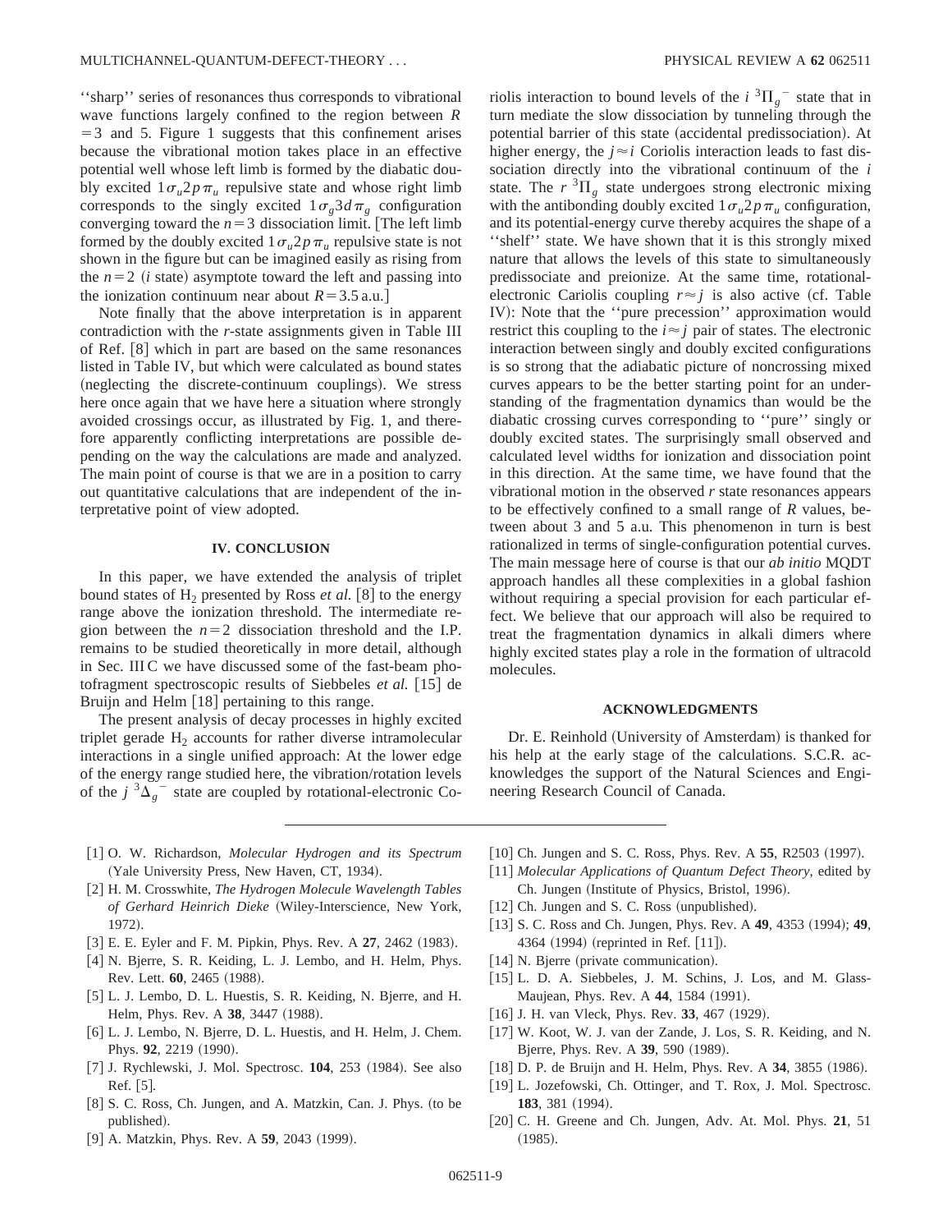''sharp'' series of resonances thus corresponds to vibrational wave functions largely confined to the region between $R = 3$ and 5. Figure 1 suggests that this confinement arises because the vibrational motion takes place in an effective potential well whose left limb is formed by the diabatic doubly excited $1\sigma_u 2p\pi_u$ repulsive state and whose right limb corresponds to the singly excited $1\sigma_g 3d\pi_g$ configuration converging toward the $n=3$ dissociation limit. [The left limb formed by the doubly excited $1\sigma_u 2p\pi_u$ repulsive state is not shown in the figure but can be imagined easily as rising from the $n=2$ ($i$ state) asymptote toward the left and passing into the ionization continuum near about $R=3.5$ a.u.]

Note finally that the above interpretation is in apparent contradiction with the $r$-state assignments given in Table III of Ref. [8] which in part are based on the same resonances listed in Table IV, but which were calculated as bound states (neglecting the discrete-continuum couplings). We stress here once again that we have here a situation where strongly avoided crossings occur, as illustrated by Fig. 1, and therefore apparently conflicting interpretations are possible depending on the way the calculations are made and analyzed. The main point of course is that we are in a position to carry out quantitative calculations that are independent of the interpretative point of view adopted.

## IV. CONCLUSION

In this paper, we have extended the analysis of triplet bound states of $H_2$ presented by Ross *et al.* [8] to the energy range above the ionization threshold. The intermediate region between the $n=2$ dissociation threshold and the I.P. remains to be studied theoretically in more detail, although in Sec. III C we have discussed some of the fast-beam photofragment spectroscopic results of Siebbeles *et al.* [15] de Bruijn and Helm [18] pertaining to this range.

The present analysis of decay processes in highly excited triplet gerade $H_2$ accounts for rather diverse intramolecular interactions in a single unified approach: At the lower edge of the energy range studied here, the vibration/rotation levels of the $j\ ^3\Delta_g^-$ state are coupled by rotational-electronic Coriolis interaction to bound levels of the $i\ ^3\Pi_g^-$ state that in turn mediate the slow dissociation by tunneling through the potential barrier of this state (accidental predissociation). At higher energy, the $j \approx i$ Coriolis interaction leads to fast dissociation directly into the vibrational continuum of the $i$ state. The $r\ ^3\Pi_g$ state undergoes strong electronic mixing with the antibonding doubly excited $1\sigma_u 2p\pi_u$ configuration, and its potential-energy curve thereby acquires the shape of a ''shelf'' state. We have shown that it is this strongly mixed nature that allows the levels of this state to simultaneously predissociate and preionize. At the same time, rotational-electronic Cariolis coupling $r \approx j$ is also active (cf. Table IV): Note that the ''pure precession'' approximation would restrict this coupling to the $i \approx j$ pair of states. The electronic interaction between singly and doubly excited configurations is so strong that the adiabatic picture of noncrossing mixed curves appears to be the better starting point for an understanding of the fragmentation dynamics than would be the diabatic crossing curves corresponding to ''pure'' singly or doubly excited states. The surprisingly small observed and calculated level widths for ionization and dissociation point in this direction. At the same time, we have found that the vibrational motion in the observed $r$ state resonances appears to be effectively confined to a small range of $R$ values, between about 3 and 5 a.u. This phenomenon in turn is best rationalized in terms of single-configuration potential curves. The main message here of course is that our *ab initio* MQDT approach handles all these complexities in a global fashion without requiring a special provision for each particular effect. We believe that our approach will also be required to treat the fragmentation dynamics in alkali dimers where highly excited states play a role in the formation of ultracold molecules.

## ACKNOWLEDGMENTS

Dr. E. Reinhold (University of Amsterdam) is thanked for his help at the early stage of the calculations. S.C.R. acknowledges the support of the Natural Sciences and Engineering Research Council of Canada.

[1] O. W. Richardson, *Molecular Hydrogen and its Spectrum* (Yale University Press, New Haven, CT, 1934).

[2] H. M. Crosswhite, *The Hydrogen Molecule Wavelength Tables of Gerhard Heinrich Dieke* (Wiley-Interscience, New York, 1972).

[3] E. E. Eyler and F. M. Pipkin, Phys. Rev. A **27**, 2462 (1983).

[4] N. Bjerre, S. R. Keiding, L. J. Lembo, and H. Helm, Phys. Rev. Lett. **60**, 2465 (1988).

[5] L. J. Lembo, D. L. Huestis, S. R. Keiding, N. Bjerre, and H. Helm, Phys. Rev. A **38**, 3447 (1988).

[6] L. J. Lembo, N. Bjerre, D. L. Huestis, and H. Helm, J. Chem. Phys. **92**, 2219 (1990).

[7] J. Rychlewski, J. Mol. Spectrosc. **104**, 253 (1984). See also Ref. [5].

[8] S. C. Ross, Ch. Jungen, and A. Matzkin, Can. J. Phys. (to be published).

[9] A. Matzkin, Phys. Rev. A **59**, 2043 (1999).

[10] Ch. Jungen and S. C. Ross, Phys. Rev. A **55**, R2503 (1997).

[11] *Molecular Applications of Quantum Defect Theory*, edited by Ch. Jungen (Institute of Physics, Bristol, 1996).

[12] Ch. Jungen and S. C. Ross (unpublished).

[13] S. C. Ross and Ch. Jungen, Phys. Rev. A **49**, 4353 (1994); **49**, 4364 (1994) (reprinted in Ref. [11]).

[14] N. Bjerre (private communication).

[15] L. D. A. Siebbeles, J. M. Schins, J. Los, and M. Glass-Maujean, Phys. Rev. A **44**, 1584 (1991).

[16] J. H. van Vleck, Phys. Rev. **33**, 467 (1929).

[17] W. Koot, W. J. van der Zande, J. Los, S. R. Keiding, and N. Bjerre, Phys. Rev. A **39**, 590 (1989).

[18] D. P. de Bruijn and H. Helm, Phys. Rev. A **34**, 3855 (1986).

[19] L. Jozefowski, Ch. Ottinger, and T. Rox, J. Mol. Spectrosc. **183**, 381 (1994).

[20] C. H. Greene and Ch. Jungen, Adv. At. Mol. Phys. **21**, 51 (1985).